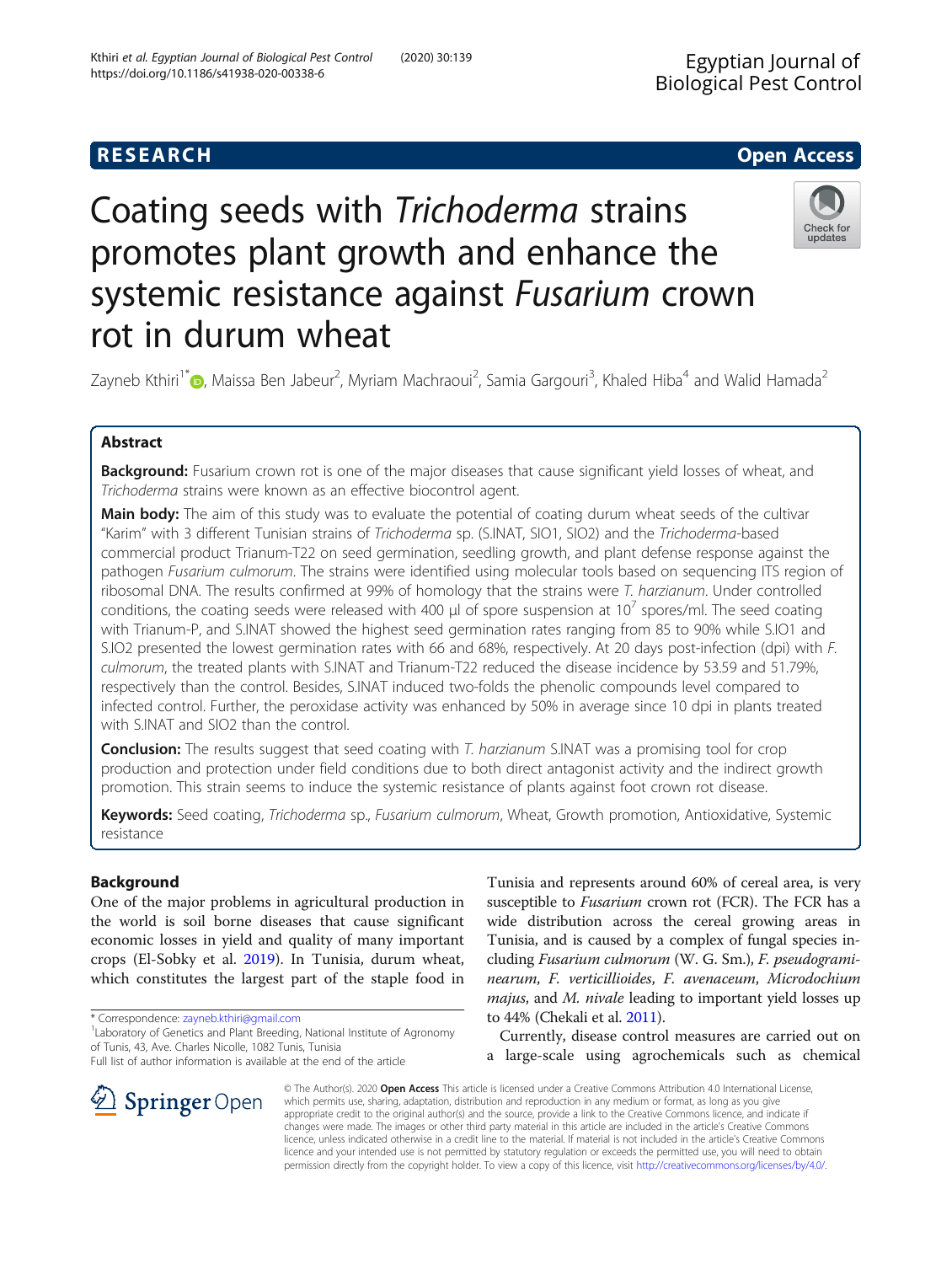RESEARCH | Open Access

# Coating seeds with *Trichoderma* strains promotes plant growth and enhance the systemic resistance against *Fusarium* crown rot in durum wheat

Zayneb Kthiri[1*], Maissa Ben Jabeur[2], Myriam Machraoui[2], Samia Gargouri[3], Khaled Hiba[4] and Walid Hamada[2]

## Abstract

**Background:** Fusarium crown rot is one of the major diseases that cause significant yield losses of wheat, and *Trichoderma* strains were known as an effective biocontrol agent.

**Main body:** The aim of this study was to evaluate the potential of coating durum wheat seeds of the cultivar "Karim" with 3 different Tunisian strains of *Trichoderma* sp. (S.INAT, SIO1, SIO2) and the *Trichoderma*-based commercial product Trianum-T22 on seed germination, seedling growth, and plant defense response against the pathogen *Fusarium culmorum*. The strains were identified using molecular tools based on sequencing ITS region of ribosomal DNA. The results confirmed at 99% of homology that the strains were *T. harzianum*. Under controlled conditions, the coating seeds were released with 400 μl of spore suspension at $10^7$ spores/ml. The seed coating with Trianum-P, and S.INAT showed the highest seed germination rates ranging from 85 to 90% while S.IO1 and S.IO2 presented the lowest germination rates with 66 and 68%, respectively. At 20 days post-infection (dpi) with *F. culmorum*, the treated plants with S.INAT and Trianum-T22 reduced the disease incidence by 53.59 and 51.79%, respectively than the control. Besides, S.INAT induced two-folds the phenolic compounds level compared to infected control. Further, the peroxidase activity was enhanced by 50% in average since 10 dpi in plants treated with S.INAT and SIO2 than the control.

**Conclusion:** The results suggest that seed coating with *T. harzianum* S.INAT was a promising tool for crop production and protection under field conditions due to both direct antagonist activity and the indirect growth promotion. This strain seems to induce the systemic resistance of plants against foot crown rot disease.

**Keywords:** Seed coating, *Trichoderma* sp., *Fusarium culmorum*, Wheat, Growth promotion, Antioxidative, Systemic resistance

## Background

One of the major problems in agricultural production in the world is soil borne diseases that cause significant economic losses in yield and quality of many important crops (El-Sobky et al. 2019). In Tunisia, durum wheat, which constitutes the largest part of the staple food in Tunisia and represents around 60% of cereal area, is very susceptible to *Fusarium* crown rot (FCR). The FCR has a wide distribution across the cereal growing areas in Tunisia, and is caused by a complex of fungal species including *Fusarium culmorum* (W. G. Sm.), *F. pseudograminearum*, *F. verticillioides*, *F. avenaceum*, *Microdochium majus*, and *M. nivale* leading to important yield losses up to 44% (Chekali et al. 2011).

Currently, disease control measures are carried out on a large-scale using agrochemicals such as chemical

---

\* Correspondence: zayneb.kthiri@gmail.com
[1]Laboratory of Genetics and Plant Breeding, National Institute of Agronomy of Tunis, 43, Ave. Charles Nicolle, 1082 Tunis, Tunisia
Full list of author information is available at the end of the article

© The Author(s). 2020 **Open Access** This article is licensed under a Creative Commons Attribution 4.0 International License, which permits use, sharing, adaptation, distribution and reproduction in any medium or format, as long as you give appropriate credit to the original author(s) and the source, provide a link to the Creative Commons licence, and indicate if changes were made. The images or other third party material in this article are included in the article's Creative Commons licence, unless indicated otherwise in a credit line to the material. If material is not included in the article's Creative Commons licence and your intended use is not permitted by statutory regulation or exceeds the permitted use, you will need to obtain permission directly from the copyright holder. To view a copy of this licence, visit http://creativecommons.org/licenses/by/4.0/.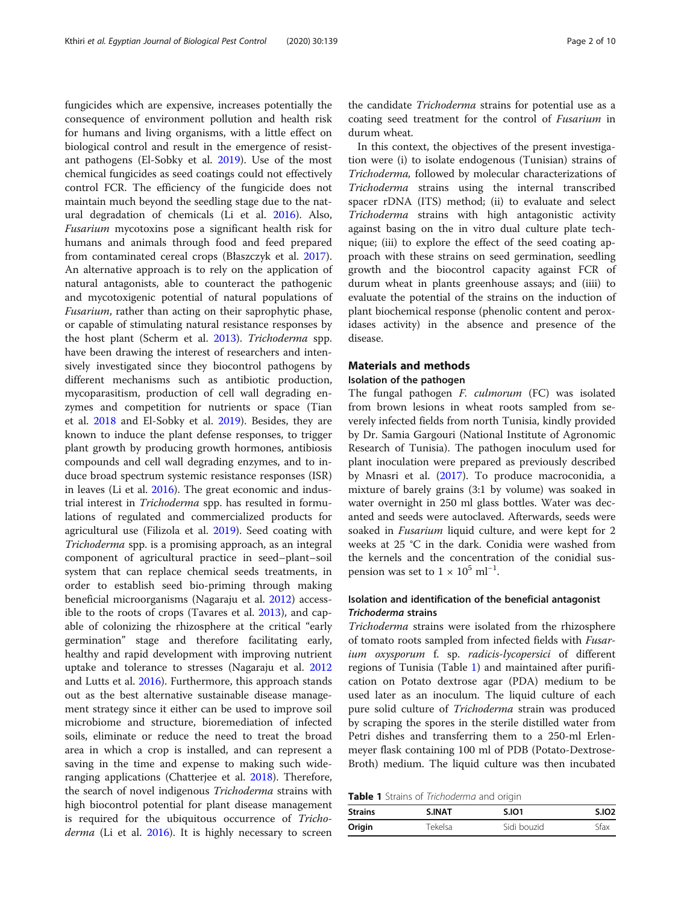fungicides which are expensive, increases potentially the consequence of environment pollution and health risk for humans and living organisms, with a little effect on biological control and result in the emergence of resistant pathogens (El-Sobky et al. 2019). Use of the most chemical fungicides as seed coatings could not effectively control FCR. The efficiency of the fungicide does not maintain much beyond the seedling stage due to the natural degradation of chemicals (Li et al. 2016). Also, *Fusarium* mycotoxins pose a significant health risk for humans and animals through food and feed prepared from contaminated cereal crops (Błaszczyk et al. 2017). An alternative approach is to rely on the application of natural antagonists, able to counteract the pathogenic and mycotoxigenic potential of natural populations of *Fusarium*, rather than acting on their saprophytic phase, or capable of stimulating natural resistance responses by the host plant (Scherm et al. 2013). *Trichoderma* spp. have been drawing the interest of researchers and intensively investigated since they biocontrol pathogens by different mechanisms such as antibiotic production, mycoparasitism, production of cell wall degrading enzymes and competition for nutrients or space (Tian et al. 2018 and El-Sobky et al. 2019). Besides, they are known to induce the plant defense responses, to trigger plant growth by producing growth hormones, antibiosis compounds and cell wall degrading enzymes, and to induce broad spectrum systemic resistance responses (ISR) in leaves (Li et al. 2016). The great economic and industrial interest in *Trichoderma* spp. has resulted in formulations of regulated and commercialized products for agricultural use (Filizola et al. 2019). Seed coating with *Trichoderma* spp. is a promising approach, as an integral component of agricultural practice in seed–plant–soil system that can replace chemical seeds treatments, in order to establish seed bio-priming through making beneficial microorganisms (Nagaraju et al. 2012) accessible to the roots of crops (Tavares et al. 2013), and capable of colonizing the rhizosphere at the critical "early germination" stage and therefore facilitating early, healthy and rapid development with improving nutrient uptake and tolerance to stresses (Nagaraju et al. 2012 and Lutts et al. 2016). Furthermore, this approach stands out as the best alternative sustainable disease management strategy since it either can be used to improve soil microbiome and structure, bioremediation of infected soils, eliminate or reduce the need to treat the broad area in which a crop is installed, and can represent a saving in the time and expense to making such wide-ranging applications (Chatterjee et al. 2018). Therefore, the search of novel indigenous *Trichoderma* strains with high biocontrol potential for plant disease management is required for the ubiquitous occurrence of *Trichoderma* (Li et al. 2016). It is highly necessary to screen the candidate *Trichoderma* strains for potential use as a coating seed treatment for the control of *Fusarium* in durum wheat.

In this context, the objectives of the present investigation were (i) to isolate endogenous (Tunisian) strains of *Trichoderma,* followed by molecular characterizations of *Trichoderma* strains using the internal transcribed spacer rDNA (ITS) method; (ii) to evaluate and select *Trichoderma* strains with high antagonistic activity against basing on the in vitro dual culture plate technique; (iii) to explore the effect of the seed coating approach with these strains on seed germination, seedling growth and the biocontrol capacity against FCR of durum wheat in plants greenhouse assays; and (iiii) to evaluate the potential of the strains on the induction of plant biochemical response (phenolic content and peroxidases activity) in the absence and presence of the disease.

## Materials and methods

### Isolation of the pathogen

The fungal pathogen *F. culmorum* (FC) was isolated from brown lesions in wheat roots sampled from severely infected fields from north Tunisia, kindly provided by Dr. Samia Gargouri (National Institute of Agronomic Research of Tunisia). The pathogen inoculum used for plant inoculation were prepared as previously described by Mnasri et al. (2017). To produce macroconidia, a mixture of barely grains (3:1 by volume) was soaked in water overnight in 250 ml glass bottles. Water was decanted and seeds were autoclaved. Afterwards, seeds were soaked in *Fusarium* liquid culture, and were kept for 2 weeks at 25 °C in the dark. Conidia were washed from the kernels and the concentration of the conidial suspension was set to $1 \times 10^5$ ml$^{-1}$.

### Isolation and identification of the beneficial antagonist *Trichoderma* strains

*Trichoderma* strains were isolated from the rhizosphere of tomato roots sampled from infected fields with *Fusarium oxysporum* f. sp. *radicis-lycopersici* of different regions of Tunisia (Table 1) and maintained after purification on Potato dextrose agar (PDA) medium to be used later as an inoculum. The liquid culture of each pure solid culture of *Trichoderma* strain was produced by scraping the spores in the sterile distilled water from Petri dishes and transferring them to a 250-ml Erlenmeyer flask containing 100 ml of PDB (Potato-Dextrose-Broth) medium. The liquid culture was then incubated

**Table 1** Strains of *Trichoderma* and origin

| Strains | S.INAT | S.IO1 | S.IO2 |
|---|---|---|---|
| Origin | Tekelsa | Sidi bouzid | Sfax |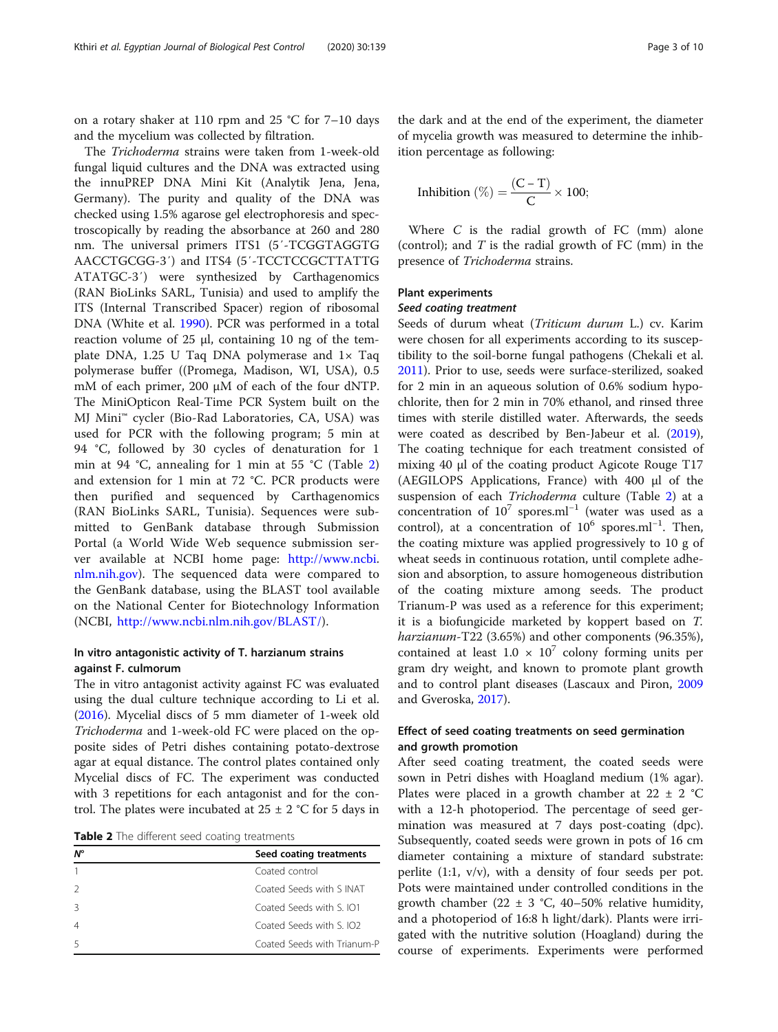on a rotary shaker at 110 rpm and 25 °C for 7–10 days and the mycelium was collected by filtration.

The *Trichoderma* strains were taken from 1-week-old fungal liquid cultures and the DNA was extracted using the innuPREP DNA Mini Kit (Analytik Jena, Jena, Germany). The purity and quality of the DNA was checked using 1.5% agarose gel electrophoresis and spectroscopically by reading the absorbance at 260 and 280 nm. The universal primers ITS1 (5′-TCGGTAGGTG AACCTGCGG-3′) and ITS4 (5′-TCCTCCGCTTATTG ATATGC-3′) were synthesized by Carthagenomics (RAN BioLinks SARL, Tunisia) and used to amplify the ITS (Internal Transcribed Spacer) region of ribosomal DNA (White et al. 1990). PCR was performed in a total reaction volume of 25 μl, containing 10 ng of the template DNA, 1.25 U Taq DNA polymerase and 1× Taq polymerase buffer ((Promega, Madison, WI, USA), 0.5 mM of each primer, 200 μM of each of the four dNTP. The MiniOpticon Real-Time PCR System built on the MJ Mini™ cycler (Bio-Rad Laboratories, CA, USA) was used for PCR with the following program; 5 min at 94 °C, followed by 30 cycles of denaturation for 1 min at 94 °C, annealing for 1 min at 55 °C (Table 2) and extension for 1 min at 72 °C. PCR products were then purified and sequenced by Carthagenomics (RAN BioLinks SARL, Tunisia). Sequences were submitted to GenBank database through Submission Portal (a World Wide Web sequence submission server available at NCBI home page: http://www.ncbi.nlm.nih.gov). The sequenced data were compared to the GenBank database, using the BLAST tool available on the National Center for Biotechnology Information (NCBI, http://www.ncbi.nlm.nih.gov/BLAST/).

### In vitro antagonistic activity of T. harzianum strains against F. culmorum

The in vitro antagonist activity against FC was evaluated using the dual culture technique according to Li et al. (2016). Mycelial discs of 5 mm diameter of 1-week old *Trichoderma* and 1-week-old FC were placed on the opposite sides of Petri dishes containing potato-dextrose agar at equal distance. The control plates contained only Mycelial discs of FC. The experiment was conducted with 3 repetitions for each antagonist and for the control. The plates were incubated at 25 ± 2 °C for 5 days in the dark and at the end of the experiment, the diameter of mycelia growth was measured to determine the inhibition percentage as following:

$$\text{Inhibition}\ (\%) = \frac{(\mathrm{C}-\mathrm{T})}{\mathrm{C}} \times 100;$$

Where $C$ is the radial growth of FC (mm) alone (control); and $T$ is the radial growth of FC (mm) in the presence of *Trichoderma* strains.

**Table 2** The different seed coating treatments

| N° | Seed coating treatments |
|---|---|
| 1 | Coated control |
| 2 | Coated Seeds with S INAT |
| 3 | Coated Seeds with S. IO1 |
| 4 | Coated Seeds with S. IO2 |
| 5 | Coated Seeds with Trianum-P |

### Plant experiments

#### Seed coating treatment

Seeds of durum wheat (*Triticum durum* L.) cv. Karim were chosen for all experiments according to its susceptibility to the soil-borne fungal pathogens (Chekali et al. 2011). Prior to use, seeds were surface-sterilized, soaked for 2 min in an aqueous solution of 0.6% sodium hypochlorite, then for 2 min in 70% ethanol, and rinsed three times with sterile distilled water. Afterwards, the seeds were coated as described by Ben-Jabeur et al. (2019), The coating technique for each treatment consisted of mixing 40 μl of the coating product Agicote Rouge T17 (AEGILOPS Applications, France) with 400 μl of the suspension of each *Trichoderma* culture (Table 2) at a concentration of $10^{7}$ spores.ml$^{-1}$ (water was used as a control), at a concentration of $10^{6}$ spores.ml$^{-1}$. Then, the coating mixture was applied progressively to 10 g of wheat seeds in continuous rotation, until complete adhesion and absorption, to assure homogeneous distribution of the coating mixture among seeds. The product Trianum-P was used as a reference for this experiment; it is a biofungicide marketed by koppert based on *T. harzianum*-T22 (3.65%) and other components (96.35%), contained at least 1.0 × $10^{7}$ colony forming units per gram dry weight, and known to promote plant growth and to control plant diseases (Lascaux and Piron, 2009 and Gveroska, 2017).

### Effect of seed coating treatments on seed germination and growth promotion

After seed coating treatment, the coated seeds were sown in Petri dishes with Hoagland medium (1% agar). Plates were placed in a growth chamber at 22 ± 2 °C with a 12-h photoperiod. The percentage of seed germination was measured at 7 days post-coating (dpc). Subsequently, coated seeds were grown in pots of 16 cm diameter containing a mixture of standard substrate: perlite (1:1, v/v), with a density of four seeds per pot. Pots were maintained under controlled conditions in the growth chamber (22 ± 3 °C, 40–50% relative humidity, and a photoperiod of 16:8 h light/dark). Plants were irrigated with the nutritive solution (Hoagland) during the course of experiments. Experiments were performed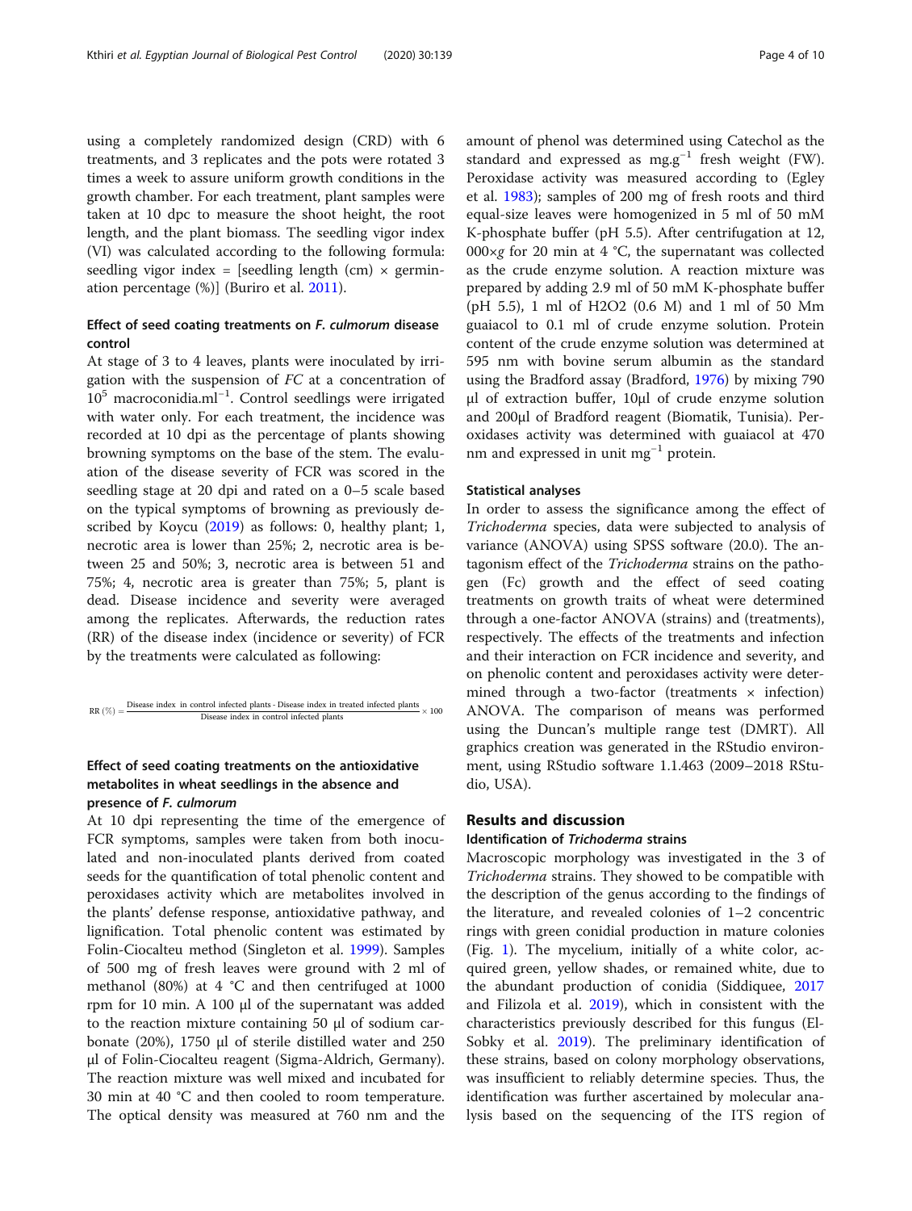using a completely randomized design (CRD) with 6 treatments, and 3 replicates and the pots were rotated 3 times a week to assure uniform growth conditions in the growth chamber. For each treatment, plant samples were taken at 10 dpc to measure the shoot height, the root length, and the plant biomass. The seedling vigor index (VI) was calculated according to the following formula: seedling vigor index = [seedling length (cm) × germination percentage (%)] (Buriro et al. 2011).

### Effect of seed coating treatments on *F. culmorum* disease control

At stage of 3 to 4 leaves, plants were inoculated by irrigation with the suspension of *FC* at a concentration of $10^5$ macroconidia.ml$^{-1}$. Control seedlings were irrigated with water only. For each treatment, the incidence was recorded at 10 dpi as the percentage of plants showing browning symptoms on the base of the stem. The evaluation of the disease severity of FCR was scored in the seedling stage at 20 dpi and rated on a 0–5 scale based on the typical symptoms of browning as previously described by Koycu (2019) as follows: 0, healthy plant; 1, necrotic area is lower than 25%; 2, necrotic area is between 25 and 50%; 3, necrotic area is between 51 and 75%; 4, necrotic area is greater than 75%; 5, plant is dead. Disease incidence and severity were averaged among the replicates. Afterwards, the reduction rates (RR) of the disease index (incidence or severity) of FCR by the treatments were calculated as following:

$$\text{RR}\ (\%) = \frac{\text{Disease index in control infected plants} - \text{Disease index in treated infected plants}}{\text{Disease index in control infected plants}} \times 100$$

### Effect of seed coating treatments on the antioxidative metabolites in wheat seedlings in the absence and presence of *F. culmorum*

At 10 dpi representing the time of the emergence of FCR symptoms, samples were taken from both inoculated and non-inoculated plants derived from coated seeds for the quantification of total phenolic content and peroxidases activity which are metabolites involved in the plants' defense response, antioxidative pathway, and lignification. Total phenolic content was estimated by Folin-Ciocalteu method (Singleton et al. 1999). Samples of 500 mg of fresh leaves were ground with 2 ml of methanol (80%) at 4 °C and then centrifuged at 1000 rpm for 10 min. A 100 μl of the supernatant was added to the reaction mixture containing 50 μl of sodium carbonate (20%), 1750 μl of sterile distilled water and 250 μl of Folin-Ciocalteu reagent (Sigma-Aldrich, Germany). The reaction mixture was well mixed and incubated for 30 min at 40 °C and then cooled to room temperature. The optical density was measured at 760 nm and the amount of phenol was determined using Catechol as the standard and expressed as mg.g$^{-1}$ fresh weight (FW). Peroxidase activity was measured according to (Egley et al. 1983); samples of 200 mg of fresh roots and third equal-size leaves were homogenized in 5 ml of 50 mM K-phosphate buffer (pH 5.5). After centrifugation at 12, 000×*g* for 20 min at 4 °C, the supernatant was collected as the crude enzyme solution. A reaction mixture was prepared by adding 2.9 ml of 50 mM K-phosphate buffer (pH 5.5), 1 ml of $H_2O_2$ (0.6 M) and 1 ml of 50 Mm guaiacol to 0.1 ml of crude enzyme solution. Protein content of the crude enzyme solution was determined at 595 nm with bovine serum albumin as the standard using the Bradford assay (Bradford, 1976) by mixing 790 μl of extraction buffer, 10μl of crude enzyme solution and 200μl of Bradford reagent (Biomatik, Tunisia). Peroxidases activity was determined with guaiacol at 470 nm and expressed in unit mg$^{-1}$ protein.

### Statistical analyses

In order to assess the significance among the effect of *Trichoderma* species, data were subjected to analysis of variance (ANOVA) using SPSS software (20.0). The antagonism effect of the *Trichoderma* strains on the pathogen (Fc) growth and the effect of seed coating treatments on growth traits of wheat were determined through a one-factor ANOVA (strains) and (treatments), respectively. The effects of the treatments and infection and their interaction on FCR incidence and severity, and on phenolic content and peroxidases activity were determined through a two-factor (treatments × infection) ANOVA. The comparison of means was performed using the Duncan's multiple range test (DMRT). All graphics creation was generated in the RStudio environment, using RStudio software 1.1.463 (2009–2018 RStudio, USA).

## Results and discussion

### Identification of *Trichoderma* strains

Macroscopic morphology was investigated in the 3 of *Trichoderma* strains. They showed to be compatible with the description of the genus according to the findings of the literature, and revealed colonies of 1–2 concentric rings with green conidial production in mature colonies (Fig. 1). The mycelium, initially of a white color, acquired green, yellow shades, or remained white, due to the abundant production of conidia (Siddiquee, 2017 and Filizola et al. 2019), which in consistent with the characteristics previously described for this fungus (El-Sobky et al. 2019). The preliminary identification of these strains, based on colony morphology observations, was insufficient to reliably determine species. Thus, the identification was further ascertained by molecular analysis based on the sequencing of the ITS region of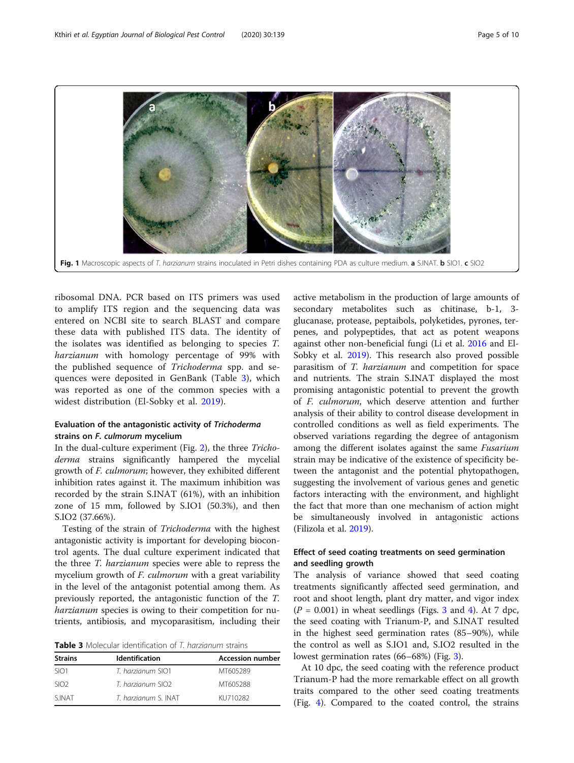Fig. 1 Macroscopic aspects of *T. harzianum* strains inoculated in Petri dishes containing PDA as culture medium. **a** S.INAT. **b** SIO1. **c** SIO2

ribosomal DNA. PCR based on ITS primers was used to amplify ITS region and the sequencing data was entered on NCBI site to search BLAST and compare these data with published ITS data. The identity of the isolates was identified as belonging to species *T. harzianum* with homology percentage of 99% with the published sequence of *Trichoderma* spp. and sequences were deposited in GenBank (Table 3), which was reported as one of the common species with a widest distribution (El-Sobky et al. 2019).

### Evaluation of the antagonistic activity of *Trichoderma* strains on *F. culmorum* mycelium

In the dual-culture experiment (Fig. 2), the three *Trichoderma* strains significantly hampered the mycelial growth of *F. culmorum*; however, they exhibited different inhibition rates against it. The maximum inhibition was recorded by the strain S.INAT (61%), with an inhibition zone of 15 mm, followed by S.IO1 (50.3%), and then S.IO2 (37.66%).

Testing of the strain of *Trichoderma* with the highest antagonistic activity is important for developing biocontrol agents. The dual culture experiment indicated that the three *T. harzianum* species were able to repress the mycelium growth of *F. culmorum* with a great variability in the level of the antagonist potential among them. As previously reported, the antagonistic function of the *T. harzianum* species is owing to their competition for nutrients, antibiosis, and mycoparasitism, including their active metabolism in the production of large amounts of secondary metabolites such as chitinase, b-1, 3-glucanase, protease, peptaibols, polyketides, pyrones, terpenes, and polypeptides, that act as potent weapons against other non-beneficial fungi (Li et al. 2016 and El-Sobky et al. 2019). This research also proved possible parasitism of *T. harzianum* and competition for space and nutrients. The strain S.INAT displayed the most promising antagonistic potential to prevent the growth of *F. culmorum*, which deserve attention and further analysis of their ability to control disease development in controlled conditions as well as field experiments. The observed variations regarding the degree of antagonism among the different isolates against the same *Fusarium* strain may be indicative of the existence of specificity between the antagonist and the potential phytopathogen, suggesting the involvement of various genes and genetic factors interacting with the environment, and highlight the fact that more than one mechanism of action might be simultaneously involved in antagonistic actions (Filizola et al. 2019).

**Table 3** Molecular identification of *T. harzianum* strains

| Strains | Identification | Accession number |
|---|---|---|
| SIO1 | *T. harzianum* SIO1 | MT605289 |
| SIO2 | *T. harzianum* SIO2 | MT605288 |
| S.INAT | *T. harzianum* S. INAT | KU710282 |

### Effect of seed coating treatments on seed germination and seedling growth

The analysis of variance showed that seed coating treatments significantly affected seed germination, and root and shoot length, plant dry matter, and vigor index ($P$ = 0.001) in wheat seedlings (Figs. 3 and 4). At 7 dpc, the seed coating with Trianum-P, and S.INAT resulted in the highest seed germination rates (85–90%), while the control as well as S.IO1 and, S.IO2 resulted in the lowest germination rates (66–68%) (Fig. 3).

At 10 dpc, the seed coating with the reference product Trianum-P had the more remarkable effect on all growth traits compared to the other seed coating treatments (Fig. 4). Compared to the coated control, the strains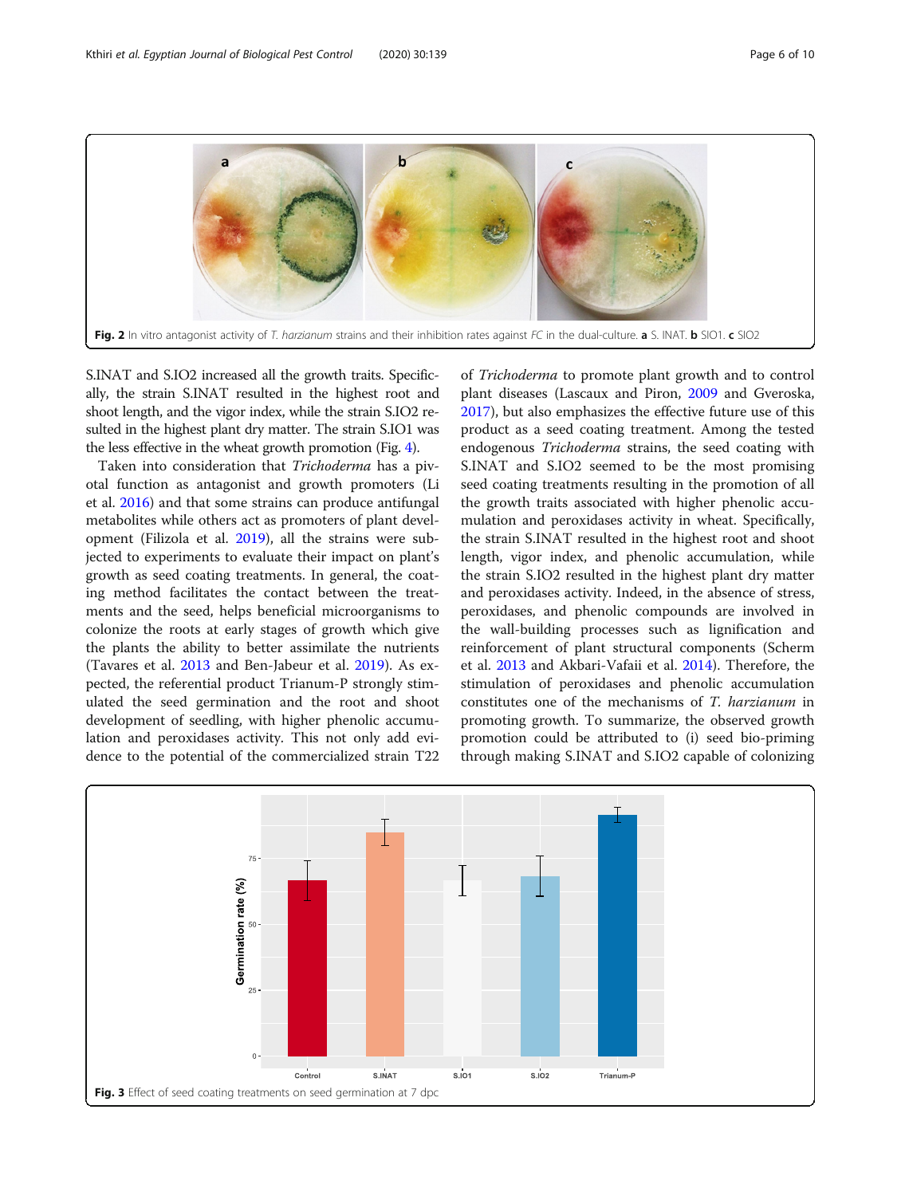Fig. 2 In vitro antagonist activity of *T. harzianum* strains and their inhibition rates against *FC* in the dual-culture. **a** S. INAT. **b** SIO1. **c** SIO2

S.INAT and S.IO2 increased all the growth traits. Specifically, the strain S.INAT resulted in the highest root and shoot length, and the vigor index, while the strain S.IO2 resulted in the highest plant dry matter. The strain S.IO1 was the less effective in the wheat growth promotion (Fig. 4).

Taken into consideration that *Trichoderma* has a pivotal function as antagonist and growth promoters (Li et al. 2016) and that some strains can produce antifungal metabolites while others act as promoters of plant development (Filizola et al. 2019), all the strains were subjected to experiments to evaluate their impact on plant's growth as seed coating treatments. In general, the coating method facilitates the contact between the treatments and the seed, helps beneficial microorganisms to colonize the roots at early stages of growth which give the plants the ability to better assimilate the nutrients (Tavares et al. 2013 and Ben-Jabeur et al. 2019). As expected, the referential product Trianum-P strongly stimulated the seed germination and the root and shoot development of seedling, with higher phenolic accumulation and peroxidases activity. This not only add evidence to the potential of the commercialized strain T22 of *Trichoderma* to promote plant growth and to control plant diseases (Lascaux and Piron, 2009 and Gveroska, 2017), but also emphasizes the effective future use of this product as a seed coating treatment. Among the tested endogenous *Trichoderma* strains, the seed coating with S.INAT and S.IO2 seemed to be the most promising seed coating treatments resulting in the promotion of all the growth traits associated with higher phenolic accumulation and peroxidases activity in wheat. Specifically, the strain S.INAT resulted in the highest root and shoot length, vigor index, and phenolic accumulation, while the strain S.IO2 resulted in the highest plant dry matter and peroxidases activity. Indeed, in the absence of stress, peroxidases, and phenolic compounds are involved in the wall-building processes such as lignification and reinforcement of plant structural components (Scherm et al. 2013 and Akbari-Vafaii et al. 2014). Therefore, the stimulation of peroxidases and phenolic accumulation constitutes one of the mechanisms of *T. harzianum* in promoting growth. To summarize, the observed growth promotion could be attributed to (i) seed bio-priming through making S.INAT and S.IO2 capable of colonizing

Fig. 3 Effect of seed coating treatments on seed germination at 7 dpc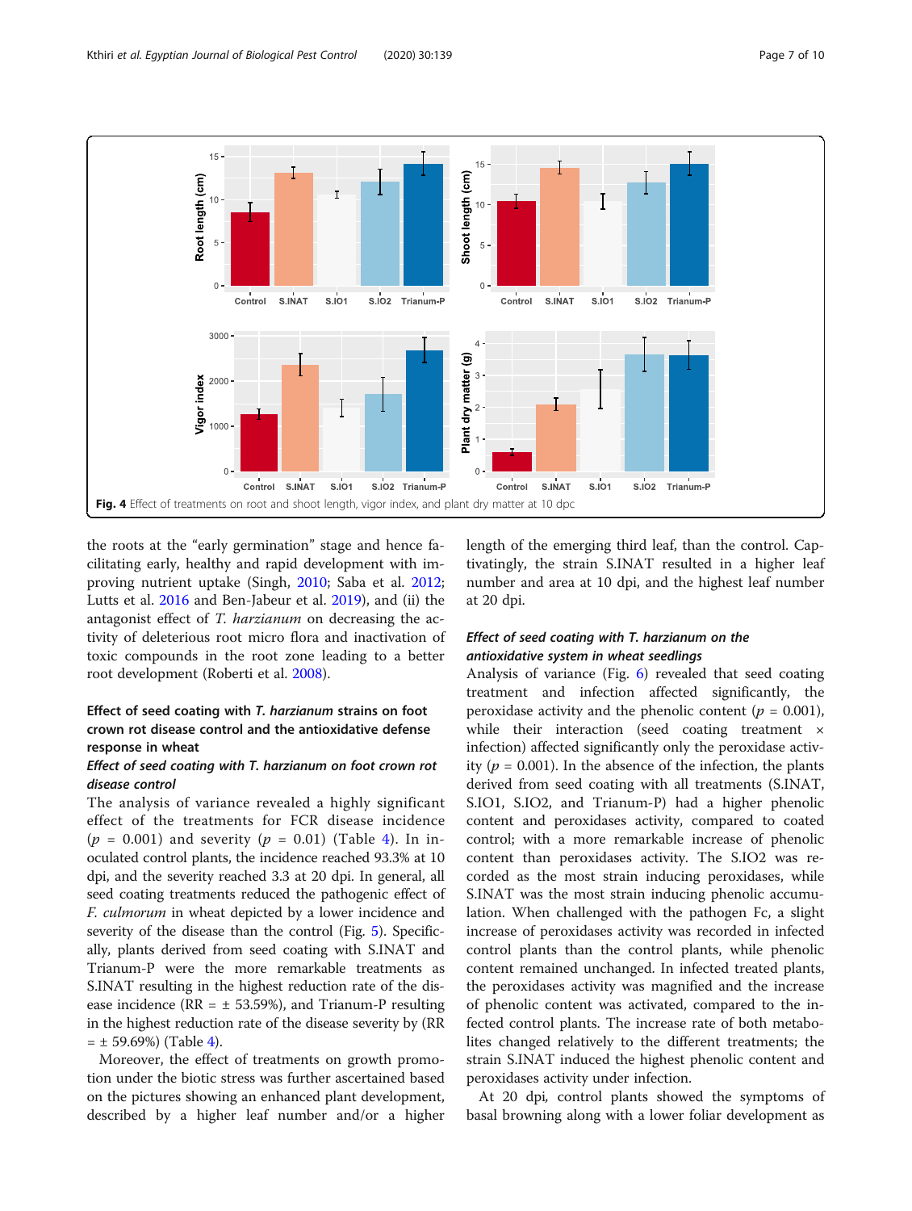Fig. 4 Effect of treatments on root and shoot length, vigor index, and plant dry matter at 10 dpc

the roots at the "early germination" stage and hence facilitating early, healthy and rapid development with improving nutrient uptake (Singh, 2010; Saba et al. 2012; Lutts et al. 2016 and Ben-Jabeur et al. 2019), and (ii) the antagonist effect of *T. harzianum* on decreasing the activity of deleterious root micro flora and inactivation of toxic compounds in the root zone leading to a better root development (Roberti et al. 2008).

## Effect of seed coating with *T. harzianum* strains on foot crown rot disease control and the antioxidative defense response in wheat

### *Effect of seed coating with T. harzianum on foot crown rot disease control*

The analysis of variance revealed a highly significant effect of the treatments for FCR disease incidence ($p$ = 0.001) and severity ($p$ = 0.01) (Table 4). In inoculated control plants, the incidence reached 93.3% at 10 dpi, and the severity reached 3.3 at 20 dpi. In general, all seed coating treatments reduced the pathogenic effect of *F. culmorum* in wheat depicted by a lower incidence and severity of the disease than the control (Fig. 5). Specifically, plants derived from seed coating with S.INAT and Trianum-P were the more remarkable treatments as S.INAT resulting in the highest reduction rate of the disease incidence (RR = ± 53.59%), and Trianum-P resulting in the highest reduction rate of the disease severity by (RR = ± 59.69%) (Table 4).

Moreover, the effect of treatments on growth promotion under the biotic stress was further ascertained based on the pictures showing an enhanced plant development, described by a higher leaf number and/or a higher length of the emerging third leaf, than the control. Captivatingly, the strain S.INAT resulted in a higher leaf number and area at 10 dpi, and the highest leaf number at 20 dpi.

### *Effect of seed coating with T. harzianum on the antioxidative system in wheat seedlings*

Analysis of variance (Fig. 6) revealed that seed coating treatment and infection affected significantly, the peroxidase activity and the phenolic content ($p$ = 0.001), while their interaction (seed coating treatment × infection) affected significantly only the peroxidase activity ($p$ = 0.001). In the absence of the infection, the plants derived from seed coating with all treatments (S.INAT, S.IO1, S.IO2, and Trianum-P) had a higher phenolic content and peroxidases activity, compared to coated control; with a more remarkable increase of phenolic content than peroxidases activity. The S.IO2 was recorded as the most strain inducing peroxidases, while S.INAT was the most strain inducing phenolic accumulation. When challenged with the pathogen Fc, a slight increase of peroxidases activity was recorded in infected control plants than the control plants, while phenolic content remained unchanged. In infected treated plants, the peroxidases activity was magnified and the increase of phenolic content was activated, compared to the infected control plants. The increase rate of both metabolites changed relatively to the different treatments; the strain S.INAT induced the highest phenolic content and peroxidases activity under infection.

At 20 dpi, control plants showed the symptoms of basal browning along with a lower foliar development as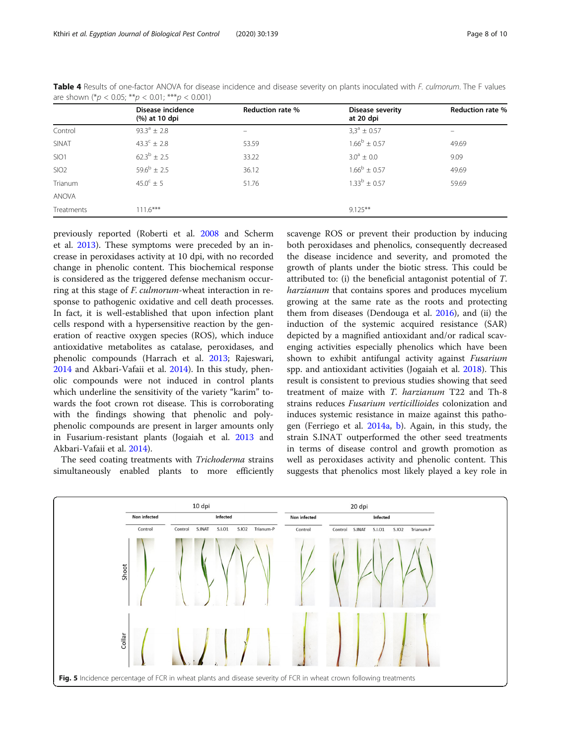**Table 4** Results of one-factor ANOVA for disease incidence and disease severity on plants inoculated with *F. culmorum*. The F values are shown (* $p < 0.05$; ** $p < 0.01$; *** $p < 0.001$)

| | Disease incidence (%) at 10 dpi | Reduction rate % | Disease severity at 20 dpi | Reduction rate % |
|---|---|---|---|---|
| Control | $93.3^{a} \pm 2.8$ | – | $3{,}3^{a} \pm 0.57$ | – |
| SINAT | $43.3^{c} \pm 2.8$ | 53.59 | $1.66^{b} \pm 0.57$ | 49.69 |
| SIO1 | $62.3^{b} \pm 2.5$ | 33.22 | $3.0^{a} \pm 0.0$ | 9.09 |
| SIO2 | $59.6^{b} \pm 2.5$ | 36.12 | $1.66^{b} \pm 0.57$ | 49.69 |
| Trianum | $45.0^{c} \pm 5$ | 51.76 | $1.33^{b} \pm 0.57$ | 59.69 |
| ANOVA | | | | |
| Treatments | 111.6*** | | 9.125** | |

previously reported (Roberti et al. 2008 and Scherm et al. 2013). These symptoms were preceded by an increase in peroxidases activity at 10 dpi, with no recorded change in phenolic content. This biochemical response is considered as the triggered defense mechanism occurring at this stage of *F. culmorum*-wheat interaction in response to pathogenic oxidative and cell death processes. In fact, it is well-established that upon infection plant cells respond with a hypersensitive reaction by the generation of reactive oxygen species (ROS), which induce antioxidative metabolites as catalase, peroxidases, and phenolic compounds (Harrach et al. 2013; Rajeswari, 2014 and Akbari-Vafaii et al. 2014). In this study, phenolic compounds were not induced in control plants which underline the sensitivity of the variety "karim" towards the foot crown rot disease. This is corroborating with the findings showing that phenolic and polyphenolic compounds are present in larger amounts only in Fusarium-resistant plants (Jogaiah et al. 2013 and Akbari-Vafaii et al. 2014).

The seed coating treatments with *Trichoderma* strains simultaneously enabled plants to more efficiently scavenge ROS or prevent their production by inducing both peroxidases and phenolics, consequently decreased the disease incidence and severity, and promoted the growth of plants under the biotic stress. This could be attributed to: (i) the beneficial antagonist potential of *T. harzianum* that contains spores and produces mycelium growing at the same rate as the roots and protecting them from diseases (Dendouga et al. 2016), and (ii) the induction of the systemic acquired resistance (SAR) depicted by a magnified antioxidant and/or radical scavenging activities especially phenolics which have been shown to exhibit antifungal activity against *Fusarium* spp. and antioxidant activities (Jogaiah et al. 2018). This result is consistent to previous studies showing that seed treatment of maize with *T. harzianum* T22 and Th-8 strains reduces *Fusarium verticillioides* colonization and induces systemic resistance in maize against this pathogen (Ferriego et al. 2014a, b). Again, in this study, the strain S.INAT outperformed the other seed treatments in terms of disease control and growth promotion as well as peroxidases activity and phenolic content. This suggests that phenolics most likely played a key role in

**Fig. 5** Incidence percentage of FCR in wheat plants and disease severity of FCR in wheat crown following treatments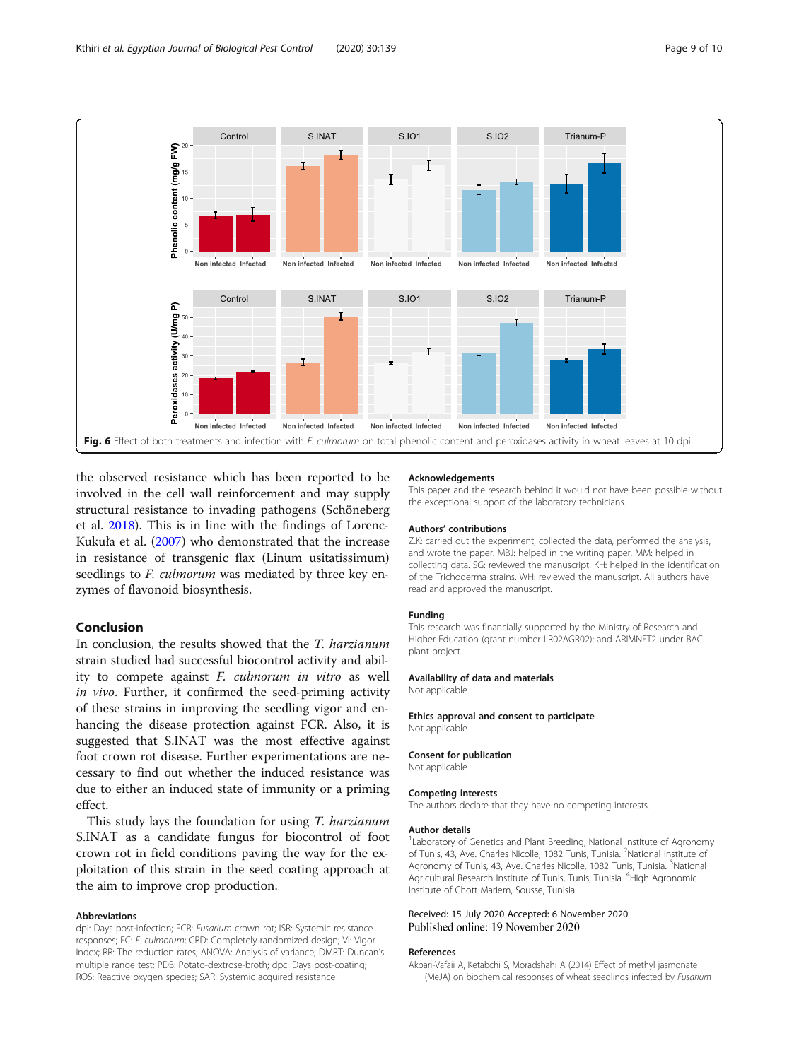Fig. 6 Effect of both treatments and infection with *F. culmorum* on total phenolic content and peroxidases activity in wheat leaves at 10 dpi

the observed resistance which has been reported to be involved in the cell wall reinforcement and may supply structural resistance to invading pathogens (Schöneberg et al. 2018). This is in line with the findings of Lorenc-Kukuła et al. (2007) who demonstrated that the increase in resistance of transgenic flax (Linum usitatissimum) seedlings to *F. culmorum* was mediated by three key enzymes of flavonoid biosynthesis.

## Conclusion

In conclusion, the results showed that the *T. harzianum* strain studied had successful biocontrol activity and ability to compete against *F. culmorum in vitro* as well *in vivo*. Further, it confirmed the seed-priming activity of these strains in improving the seedling vigor and enhancing the disease protection against FCR. Also, it is suggested that S.INAT was the most effective against foot crown rot disease. Further experimentations are necessary to find out whether the induced resistance was due to either an induced state of immunity or a priming effect.

This study lays the foundation for using *T. harzianum* S.INAT as a candidate fungus for biocontrol of foot crown rot in field conditions paving the way for the exploitation of this strain in the seed coating approach at the aim to improve crop production.

### Abbreviations

dpi: Days post-infection; FCR: *Fusarium* crown rot; ISR: Systemic resistance responses; FC: *F. culmorum*; CRD: Completely randomized design; VI: Vigor index; RR: The reduction rates; ANOVA: Analysis of variance; DMRT: Duncan's multiple range test; PDB: Potato-dextrose-broth; dpc: Days post-coating; ROS: Reactive oxygen species; SAR: Systemic acquired resistance

### Acknowledgements

This paper and the research behind it would not have been possible without the exceptional support of the laboratory technicians.

### Authors' contributions

Z.K: carried out the experiment, collected the data, performed the analysis, and wrote the paper. MBJ: helped in the writing paper. MM: helped in collecting data. SG: reviewed the manuscript. KH: helped in the identification of the Trichoderma strains. WH: reviewed the manuscript. All authors have read and approved the manuscript.

### Funding

This research was financially supported by the Ministry of Research and Higher Education (grant number LR02AGR02); and ARIMNET2 under BAC plant project

### Availability of data and materials

Not applicable

### Ethics approval and consent to participate

Not applicable

### Consent for publication

Not applicable

### Competing interests

The authors declare that they have no competing interests.

### Author details

[1]Laboratory of Genetics and Plant Breeding, National Institute of Agronomy of Tunis, 43, Ave. Charles Nicolle, 1082 Tunis, Tunisia. [2]National Institute of Agronomy of Tunis, 43, Ave. Charles Nicolle, 1082 Tunis, Tunisia. [3]National Agricultural Research Institute of Tunis, Tunis, Tunisia. [4]High Agronomic Institute of Chott Mariem, Sousse, Tunisia.

Received: 15 July 2020 Accepted: 6 November 2020
Published online: 19 November 2020

### References

Akbari-Vafaii A, Ketabchi S, Moradshahi A (2014) Effect of methyl jasmonate (MeJA) on biochemical responses of wheat seedlings infected by *Fusarium*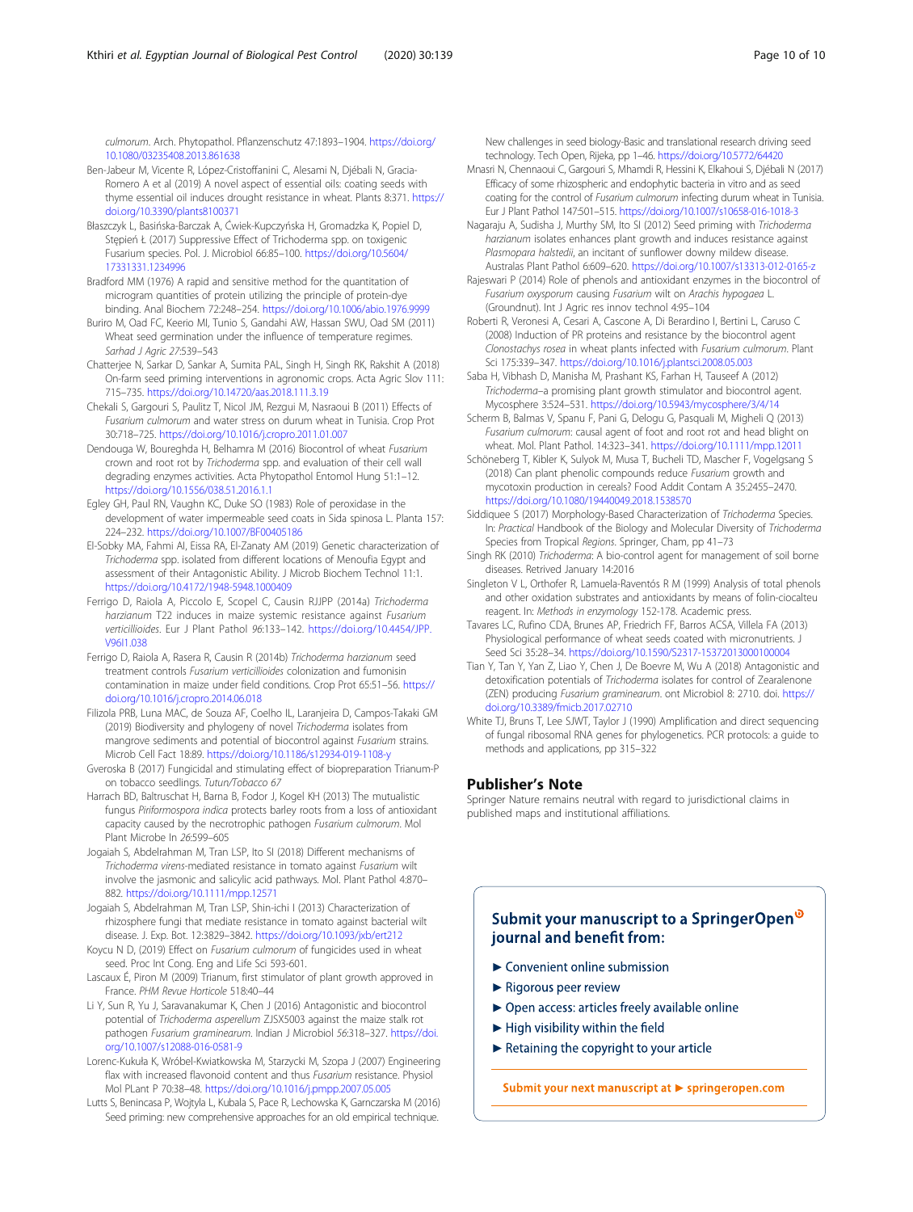culmorum. Arch. Phytopathol. Pflanzenschutz 47:1893–1904. https://doi.org/10.1080/03235408.2013.861638

Ben-Jabeur M, Vicente R, López-Cristoffanini C, Alesami N, Djébali N, Gracia-Romero A et al (2019) A novel aspect of essential oils: coating seeds with thyme essential oil induces drought resistance in wheat. Plants 8:371. https://doi.org/10.3390/plants8100371

Błaszczyk L, Basińska-Barczak A, Ćwiek-Kupczyńska H, Gromadzka K, Popiel D, Stępień Ł (2017) Suppressive Effect of Trichoderma spp. on toxigenic Fusarium species. Pol. J. Microbiol 66:85–100. https://doi.org/10.5604/17331331.1234996

Bradford MM (1976) A rapid and sensitive method for the quantitation of microgram quantities of protein utilizing the principle of protein-dye binding. Anal Biochem 72:248–254. https://doi.org/10.1006/abio.1976.9999

Buriro M, Oad FC, Keerio MI, Tunio S, Gandahi AW, Hassan SWU, Oad SM (2011) Wheat seed germination under the influence of temperature regimes. *Sarhad J Agric 27*:539–543

Chatterjee N, Sarkar D, Sankar A, Sumita PAL, Singh H, Singh RK, Rakshit A (2018) On-farm seed priming interventions in agronomic crops. Acta Agric Slov 111: 715–735. https://doi.org/10.14720/aas.2018.111.3.19

Chekali S, Gargouri S, Paulitz T, Nicol JM, Rezgui M, Nasraoui B (2011) Effects of *Fusarium culmorum* and water stress on durum wheat in Tunisia. Crop Prot 30:718–725. https://doi.org/10.1016/j.cropro.2011.01.007

Dendouga W, Boureghda H, Belhamra M (2016) Biocontrol of wheat *Fusarium* crown and root rot by *Trichoderma* spp. and evaluation of their cell wall degrading enzymes activities. Acta Phytopathol Entomol Hung 51:1–12. https://doi.org/10.1556/038.51.2016.1.1

Egley GH, Paul RN, Vaughn KC, Duke SO (1983) Role of peroxidase in the development of water impermeable seed coats in Sida spinosa L. Planta 157: 224–232. https://doi.org/10.1007/BF00405186

El-Sobky MA, Fahmi AI, Eissa RA, El-Zanaty AM (2019) Genetic characterization of *Trichoderma* spp. isolated from different locations of Menoufia Egypt and assessment of their Antagonistic Ability. J Microb Biochem Technol 11:1. https://doi.org/10.4172/1948-5948.1000409

Ferrigo D, Raiola A, Piccolo E, Scopel C, Causin RJJPP (2014a) *Trichoderma harzianum* T22 induces in maize systemic resistance against *Fusarium verticillioides*. Eur J Plant Pathol *96*:133–142. https://doi.org/10.4454/JPP.V96I1.038

Ferrigo D, Raiola A, Rasera R, Causin R (2014b) *Trichoderma harzianum* seed treatment controls *Fusarium verticillioides* colonization and fumonisin contamination in maize under field conditions. Crop Prot 65:51–56. https://doi.org/10.1016/j.cropro.2014.06.018

Filizola PRB, Luna MAC, de Souza AF, Coelho IL, Laranjeira D, Campos-Takaki GM (2019) Biodiversity and phylogeny of novel *Trichoderma* isolates from mangrove sediments and potential of biocontrol against *Fusarium* strains. Microb Cell Fact 18:89. https://doi.org/10.1186/s12934-019-1108-y

Gveroska B (2017) Fungicidal and stimulating effect of biopreparation Trianum-P on tobacco seedlings. *Tutun/Tobacco 67*

Harrach BD, Baltruschat H, Barna B, Fodor J, Kogel KH (2013) The mutualistic fungus *Piriformospora indica* protects barley roots from a loss of antioxidant capacity caused by the necrotrophic pathogen *Fusarium culmorum*. Mol Plant Microbe In *26*:599–605

Jogaiah S, Abdelrahman M, Tran LSP, Ito SI (2018) Different mechanisms of *Trichoderma virens*-mediated resistance in tomato against *Fusarium* wilt involve the jasmonic and salicylic acid pathways. Mol. Plant Pathol 4:870–882. https://doi.org/10.1111/mpp.12571

Jogaiah S, Abdelrahman M, Tran LSP, Shin-ichi I (2013) Characterization of rhizosphere fungi that mediate resistance in tomato against bacterial wilt disease. J. Exp. Bot. 12:3829–3842. https://doi.org/10.1093/jxb/ert212

Koycu N D, (2019) Effect on *Fusarium culmorum* of fungicides used in wheat seed. Proc Int Cong. Eng and Life Sci 593-601.

Lascaux É, Piron M (2009) Trianum, first stimulator of plant growth approved in France. *PHM Revue Horticole* 518:40–44

Li Y, Sun R, Yu J, Saravanakumar K, Chen J (2016) Antagonistic and biocontrol potential of *Trichoderma asperellum* ZJSX5003 against the maize stalk rot pathogen *Fusarium graminearum*. Indian J Microbiol *56*:318–327. https://doi.org/10.1007/s12088-016-0581-9

Lorenc-Kukuła K, Wróbel-Kwiatkowska M, Starzycki M, Szopa J (2007) Engineering flax with increased flavonoid content and thus *Fusarium* resistance. Physiol Mol PLant P 70:38–48. https://doi.org/10.1016/j.pmpp.2007.05.005

Lutts S, Benincasa P, Wojtyla L, Kubala S, Pace R, Lechowska K, Garnczarska M (2016) Seed priming: new comprehensive approaches for an old empirical technique. New challenges in seed biology-Basic and translational research driving seed technology. Tech Open, Rijeka, pp 1–46. https://doi.org/10.5772/64420

Mnasri N, Chennaoui C, Gargouri S, Mhamdi R, Hessini K, Elkahoui S, Djébali N (2017) Efficacy of some rhizospheric and endophytic bacteria in vitro and as seed coating for the control of *Fusarium culmorum* infecting durum wheat in Tunisia. Eur J Plant Pathol 147:501–515. https://doi.org/10.1007/s10658-016-1018-3

Nagaraju A, Sudisha J, Murthy SM, Ito SI (2012) Seed priming with *Trichoderma harzianum* isolates enhances plant growth and induces resistance against *Plasmopara halstedii*, an incitant of sunflower downy mildew disease. Australas Plant Pathol 6:609–620. https://doi.org/10.1007/s13313-012-0165-z

Rajeswari P (2014) Role of phenols and antioxidant enzymes in the biocontrol of *Fusarium oxysporum* causing *Fusarium* wilt on *Arachis hypogaea* L. (Groundnut). Int J Agric res innov technol 4:95–104

Roberti R, Veronesi A, Cesari A, Cascone A, Di Berardino I, Bertini L, Caruso C (2008) Induction of PR proteins and resistance by the biocontrol agent *Clonostachys rosea* in wheat plants infected with *Fusarium culmorum*. Plant Sci 175:339–347. https://doi.org/10.1016/j.plantsci.2008.05.003

Saba H, Vibhash D, Manisha M, Prashant KS, Farhan H, Tauseef A (2012) *Trichoderma*–a promising plant growth stimulator and biocontrol agent. Mycosphere 3:524–531. https://doi.org/10.5943/mycosphere/3/4/14

Scherm B, Balmas V, Spanu F, Pani G, Delogu G, Pasquali M, Migheli Q (2013) *Fusarium culmorum*: causal agent of foot and root rot and head blight on wheat. Mol. Plant Pathol. 14:323–341. https://doi.org/10.1111/mpp.12011

Schöneberg T, Kibler K, Sulyok M, Musa T, Bucheli TD, Mascher F, Vogelgsang S (2018) Can plant phenolic compounds reduce *Fusarium* growth and mycotoxin production in cereals? Food Addit Contam A 35:2455–2470. https://doi.org/10.1080/19440049.2018.1538570

Siddiquee S (2017) Morphology-Based Characterization of *Trichoderma* Species. In: *Practical* Handbook of the Biology and Molecular Diversity of *Trichoderma* Species from Tropical *Regions*. Springer, Cham, pp 41–73

Singh RK (2010) *Trichoderma*: A bio-control agent for management of soil borne diseases. Retrived January 14:2016

Singleton V L, Orthofer R, Lamuela-Raventós R M (1999) Analysis of total phenols and other oxidation substrates and antioxidants by means of folin-ciocalteu reagent. In: *Methods in enzymology* 152-178. Academic press.

Tavares LC, Rufino CDA, Brunes AP, Friedrich FF, Barros ACSA, Villela FA (2013) Physiological performance of wheat seeds coated with micronutrients. J Seed Sci 35:28–34. https://doi.org/10.1590/S2317-15372013000100004

Tian Y, Tan Y, Yan Z, Liao Y, Chen J, De Boevre M, Wu A (2018) Antagonistic and detoxification potentials of *Trichoderma* isolates for control of Zearalenone (ZEN) producing *Fusarium graminearum*. ont Microbiol 8: 2710. doi. https://doi.org/10.3389/fmicb.2017.02710

White TJ, Bruns T, Lee SJWT, Taylor J (1990) Amplification and direct sequencing of fungal ribosomal RNA genes for phylogenetics. PCR protocols: a guide to methods and applications, pp 315–322

## Publisher's Note

Springer Nature remains neutral with regard to jurisdictional claims in published maps and institutional affiliations.